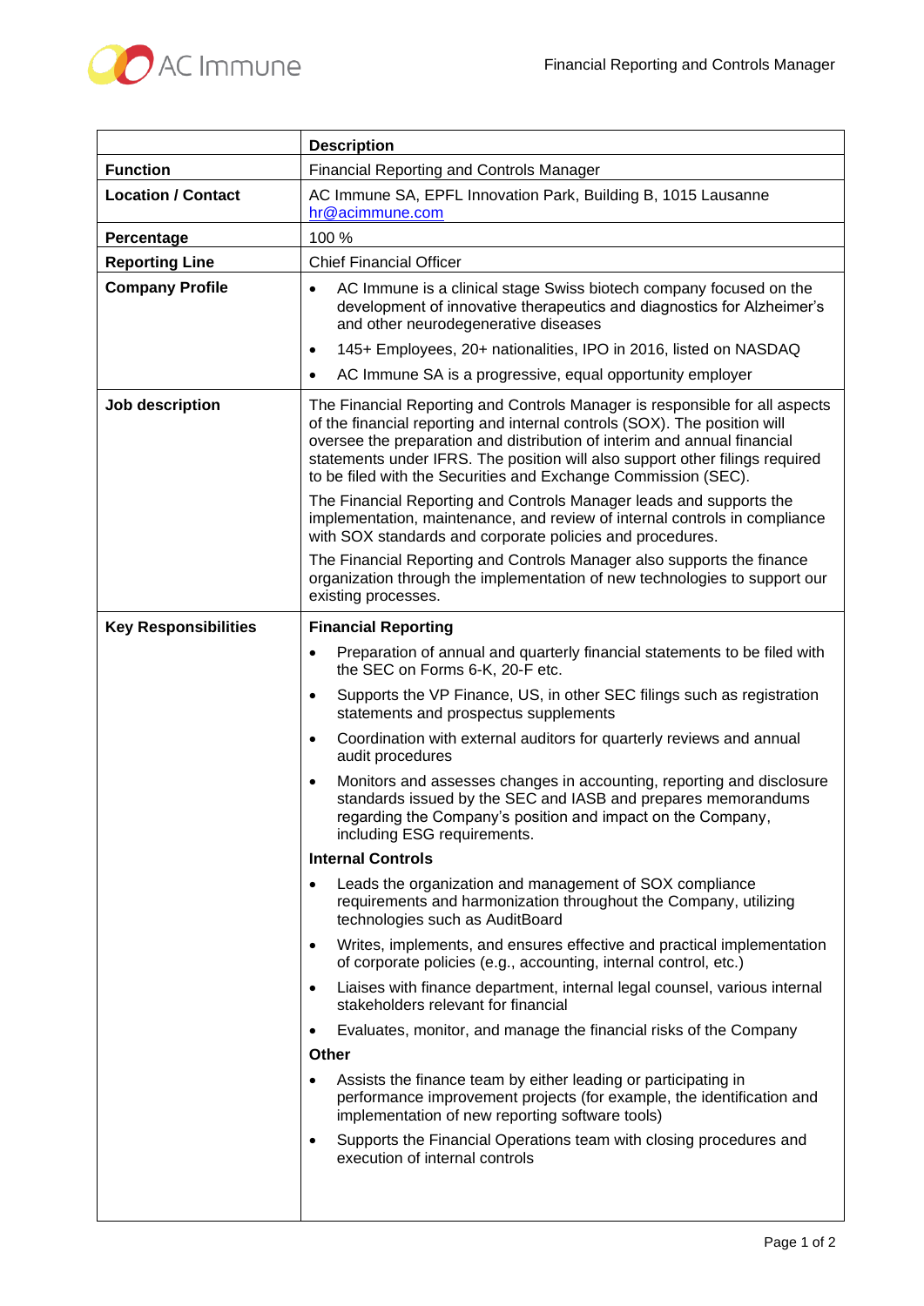| | **Description** |
|---|---|
| **Function** | Financial Reporting and Controls Manager |
| **Location / Contact** | AC Immune SA, EPFL Innovation Park, Building B, 1015 Lausanne<br>hr@acimmune.com |
| **Percentage** | 100 % |
| **Reporting Line** | Chief Financial Officer |
| **Company Profile** | • AC Immune is a clinical stage Swiss biotech company focused on the development of innovative therapeutics and diagnostics for Alzheimer's and other neurodegenerative diseases<br>• 145+ Employees, 20+ nationalities, IPO in 2016, listed on NASDAQ<br>• AC Immune SA is a progressive, equal opportunity employer |
| **Job description** | The Financial Reporting and Controls Manager is responsible for all aspects of the financial reporting and internal controls (SOX). The position will oversee the preparation and distribution of interim and annual financial statements under IFRS. The position will also support other filings required to be filed with the Securities and Exchange Commission (SEC).<br>The Financial Reporting and Controls Manager leads and supports the implementation, maintenance, and review of internal controls in compliance with SOX standards and corporate policies and procedures.<br>The Financial Reporting and Controls Manager also supports the finance organization through the implementation of new technologies to support our existing processes. |
| **Key Responsibilities** | **Financial Reporting**<br>• Preparation of annual and quarterly financial statements to be filed with the SEC on Forms 6-K, 20-F etc.<br>• Supports the VP Finance, US, in other SEC filings such as registration statements and prospectus supplements<br>• Coordination with external auditors for quarterly reviews and annual audit procedures<br>• Monitors and assesses changes in accounting, reporting and disclosure standards issued by the SEC and IASB and prepares memorandums regarding the Company's position and impact on the Company, including ESG requirements.<br>**Internal Controls**<br>• Leads the organization and management of SOX compliance requirements and harmonization throughout the Company, utilizing technologies such as AuditBoard<br>• Writes, implements, and ensures effective and practical implementation of corporate policies (e.g., accounting, internal control, etc.)<br>• Liaises with finance department, internal legal counsel, various internal stakeholders relevant for financial<br>• Evaluates, monitor, and manage the financial risks of the Company<br>**Other**<br>• Assists the finance team by either leading or participating in performance improvement projects (for example, the identification and implementation of new reporting software tools)<br>• Supports the Financial Operations team with closing procedures and execution of internal controls |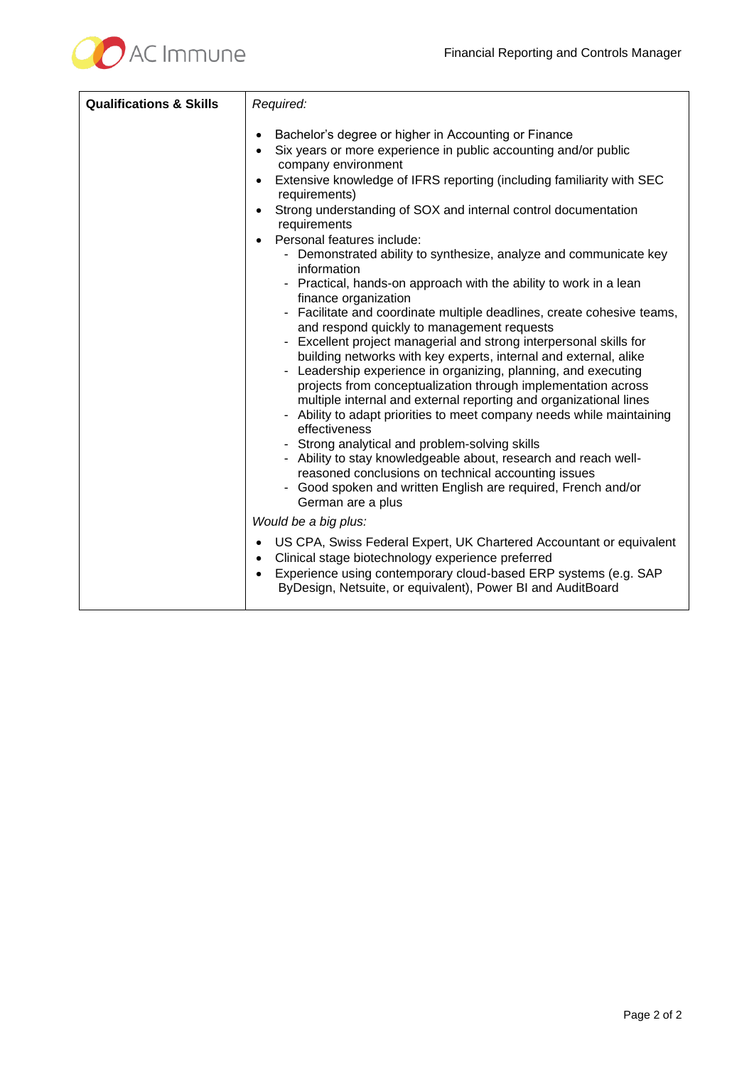| | |
|---|---|
| **Qualifications & Skills** | *Required:*<br><br>• Bachelor's degree or higher in Accounting or Finance<br>• Six years or more experience in public accounting and/or public company environment<br>• Extensive knowledge of IFRS reporting (including familiarity with SEC requirements)<br>• Strong understanding of SOX and internal control documentation requirements<br>• Personal features include:<br>&nbsp;&nbsp;- Demonstrated ability to synthesize, analyze and communicate key information<br>&nbsp;&nbsp;- Practical, hands-on approach with the ability to work in a lean finance organization<br>&nbsp;&nbsp;- Facilitate and coordinate multiple deadlines, create cohesive teams, and respond quickly to management requests<br>&nbsp;&nbsp;- Excellent project managerial and strong interpersonal skills for building networks with key experts, internal and external, alike<br>&nbsp;&nbsp;- Leadership experience in organizing, planning, and executing projects from conceptualization through implementation across multiple internal and external reporting and organizational lines<br>&nbsp;&nbsp;- Ability to adapt priorities to meet company needs while maintaining effectiveness<br>&nbsp;&nbsp;- Strong analytical and problem-solving skills<br>&nbsp;&nbsp;- Ability to stay knowledgeable about, research and reach well-reasoned conclusions on technical accounting issues<br>&nbsp;&nbsp;- Good spoken and written English are required, French and/or German are a plus<br><br>*Would be a big plus:*<br><br>• US CPA, Swiss Federal Expert, UK Chartered Accountant or equivalent<br>• Clinical stage biotechnology experience preferred<br>• Experience using contemporary cloud-based ERP systems (e.g. SAP ByDesign, Netsuite, or equivalent), Power BI and AuditBoard |